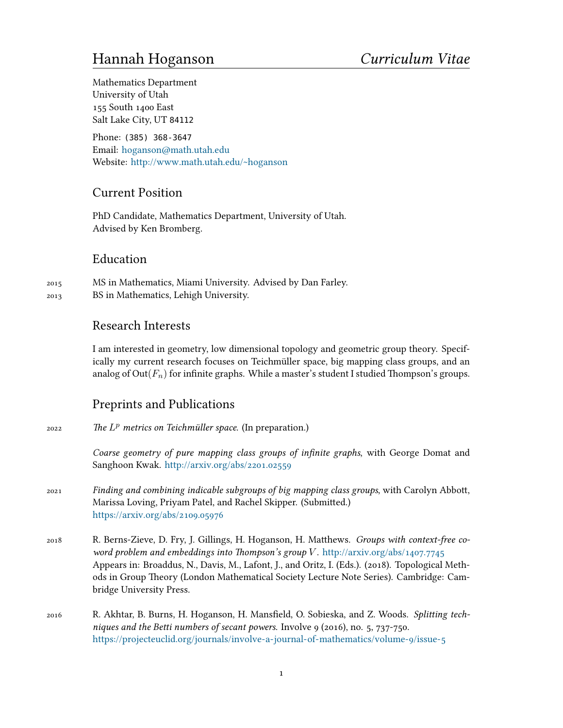# Hannah Hoganson *Curriculum Vitae*

Mathematics Department
University of Utah
155 South 1400 East
Salt Lake City, UT 84112

Phone: (385) 368-3647
Email: hoganson@math.utah.edu
Website: http://www.math.utah.edu/~hoganson

## Current Position

PhD Candidate, Mathematics Department, University of Utah.
Advised by Ken Bromberg.

## Education

2015 MS in Mathematics, Miami University. Advised by Dan Farley.
2013 BS in Mathematics, Lehigh University.

## Research Interests

I am interested in geometry, low dimensional topology and geometric group theory. Specifically my current research focuses on Teichmüller space, big mapping class groups, and an analog of $\mathrm{Out}(F_n)$ for infinite graphs. While a master's student I studied Thompson's groups.

## Preprints and Publications

2022 *The $L^p$ metrics on Teichmüller space.* (In preparation.)

*Coarse geometry of pure mapping class groups of infinite graphs*, with George Domat and Sanghoon Kwak. http://arxiv.org/abs/2201.02559

2021 *Finding and combining indicable subgroups of big mapping class groups*, with Carolyn Abbott, Marissa Loving, Priyam Patel, and Rachel Skipper. (Submitted.) https://arxiv.org/abs/2109.05976

2018 R. Berns-Zieve, D. Fry, J. Gillings, H. Hoganson, H. Matthews. *Groups with context-free co-word problem and embeddings into Thompson's group $V$.* http://arxiv.org/abs/1407.7745
Appears in: Broaddus, N., Davis, M., Lafont, J., and Oritz, I. (Eds.). (2018). Topological Methods in Group Theory (London Mathematical Society Lecture Note Series). Cambridge: Cambridge University Press.

2016 R. Akhtar, B. Burns, H. Hoganson, H. Mansfield, O. Sobieska, and Z. Woods. *Splitting techniques and the Betti numbers of secant powers.* Involve 9 (2016), no. 5, 737-750.
https://projecteuclid.org/journals/involve-a-journal-of-mathematics/volume-9/issue-5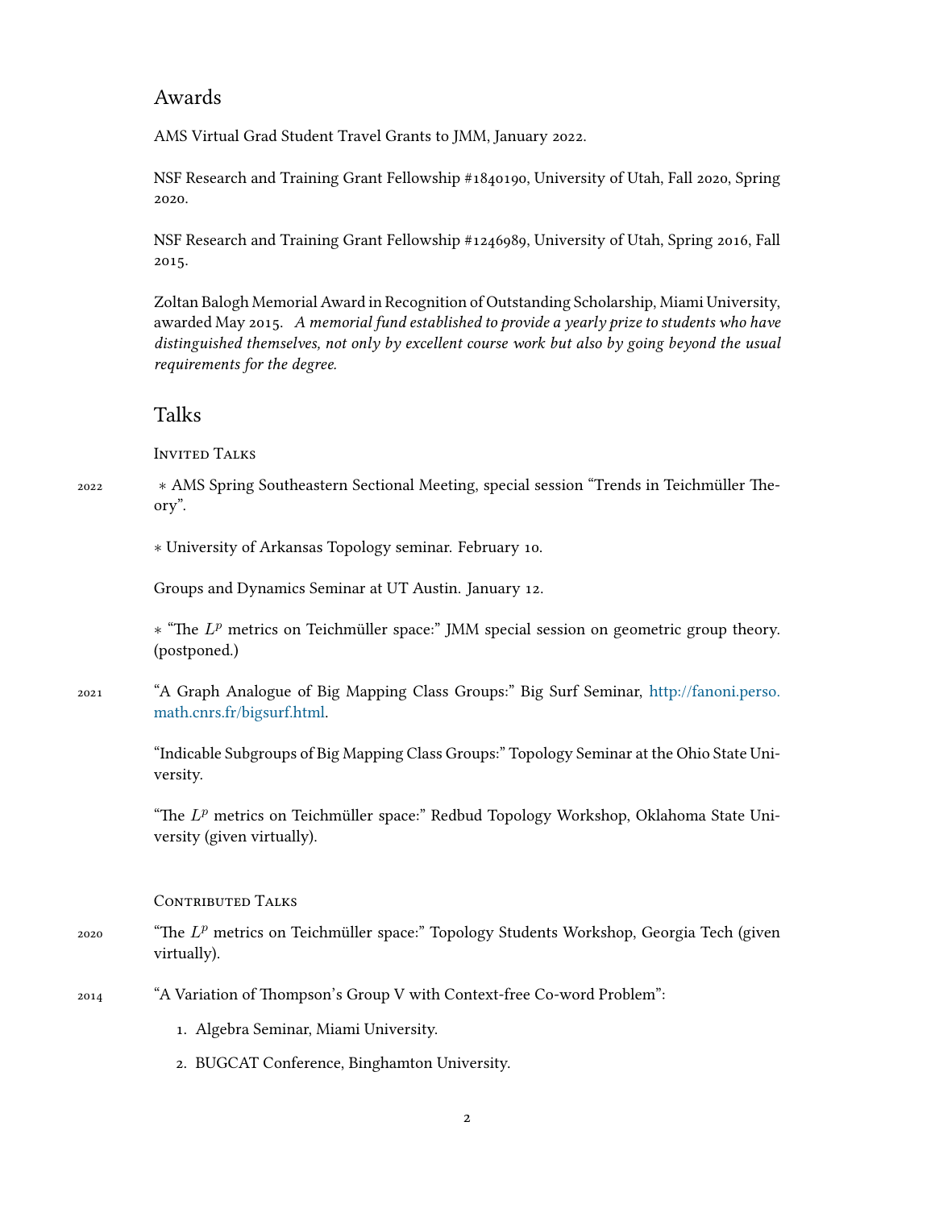## Awards

AMS Virtual Grad Student Travel Grants to JMM, January 2022.

NSF Research and Training Grant Fellowship #1840190, University of Utah, Fall 2020, Spring 2020.

NSF Research and Training Grant Fellowship #1246989, University of Utah, Spring 2016, Fall 2015.

Zoltan Balogh Memorial Award in Recognition of Outstanding Scholarship, Miami University, awarded May 2015. *A memorial fund established to provide a yearly prize to students who have distinguished themselves, not only by excellent course work but also by going beyond the usual requirements for the degree.*

## Talks

### Invited Talks

2022 ∗ AMS Spring Southeastern Sectional Meeting, special session “Trends in Teichmüller Theory”.

∗ University of Arkansas Topology seminar. February 10.

Groups and Dynamics Seminar at UT Austin. January 12.

∗ “The $L^p$ metrics on Teichmüller space:” JMM special session on geometric group theory. (postponed.)

2021 “A Graph Analogue of Big Mapping Class Groups:” Big Surf Seminar, http://fanoni.perso.math.cnrs.fr/bigsurf.html.

“Indicable Subgroups of Big Mapping Class Groups:” Topology Seminar at the Ohio State University.

“The $L^p$ metrics on Teichmüller space:” Redbud Topology Workshop, Oklahoma State University (given virtually).

### Contributed Talks

2020 “The $L^p$ metrics on Teichmüller space:” Topology Students Workshop, Georgia Tech (given virtually).

2014 “A Variation of Thompson’s Group V with Context-free Co-word Problem”:

1. Algebra Seminar, Miami University.
2. BUGCAT Conference, Binghamton University.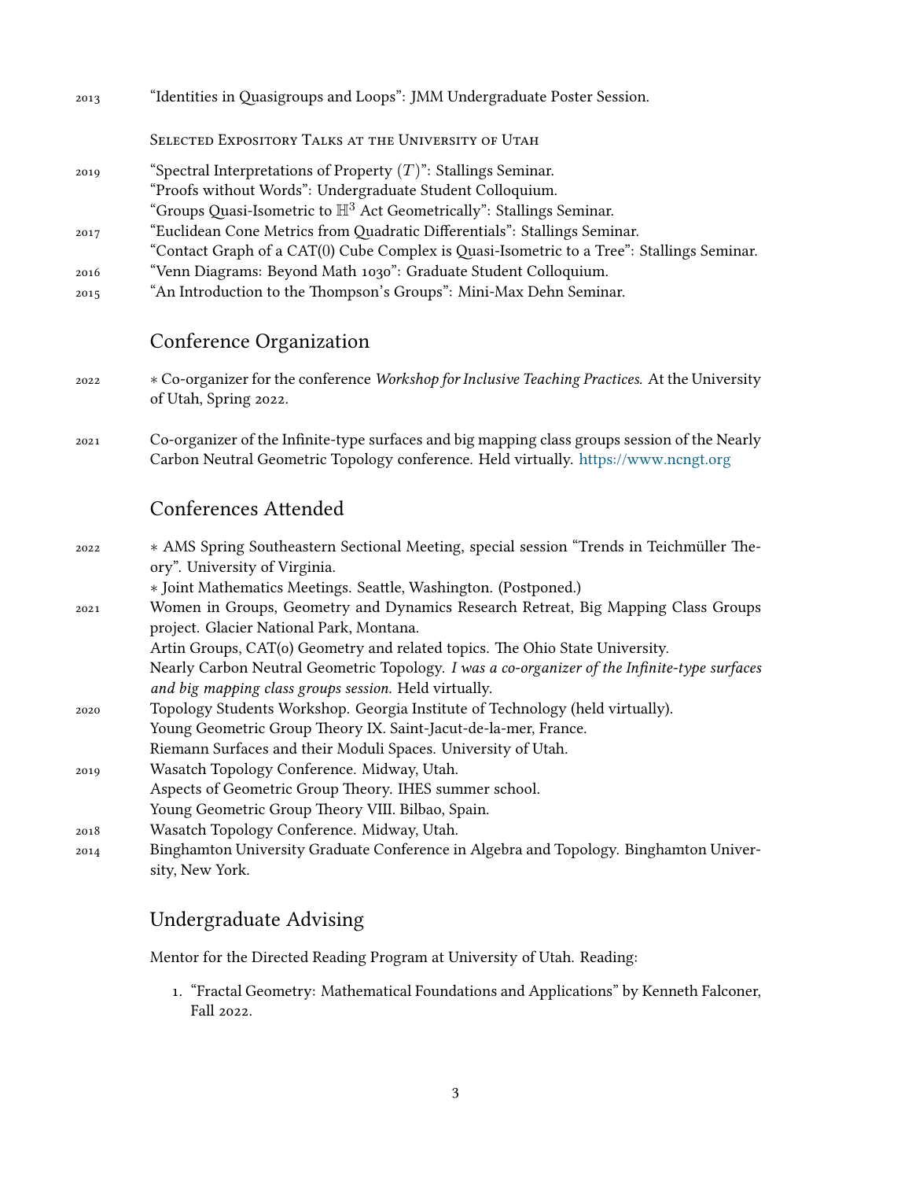2013 "Identities in Quasigroups and Loops": JMM Undergraduate Poster Session.

### Selected Expository Talks at the University of Utah

2019 "Spectral Interpretations of Property $(T)$": Stallings Seminar.
"Proofs without Words": Undergraduate Student Colloquium.
"Groups Quasi-Isometric to $\mathbb{H}^3$ Act Geometrically": Stallings Seminar.

2017 "Euclidean Cone Metrics from Quadratic Differentials": Stallings Seminar.
"Contact Graph of a CAT(0) Cube Complex is Quasi-Isometric to a Tree": Stallings Seminar.

2016 "Venn Diagrams: Beyond Math 1030": Graduate Student Colloquium.

2015 "An Introduction to the Thompson's Groups": Mini-Max Dehn Seminar.

## Conference Organization

2022 * Co-organizer for the conference *Workshop for Inclusive Teaching Practices.* At the University of Utah, Spring 2022.

2021 Co-organizer of the Infinite-type surfaces and big mapping class groups session of the Nearly Carbon Neutral Geometric Topology conference. Held virtually. https://www.ncngt.org

## Conferences Attended

2022 * AMS Spring Southeastern Sectional Meeting, special session "Trends in Teichmüller Theory". University of Virginia.
* Joint Mathematics Meetings. Seattle, Washington. (Postponed.)

2021 Women in Groups, Geometry and Dynamics Research Retreat, Big Mapping Class Groups project. Glacier National Park, Montana.
Artin Groups, CAT(0) Geometry and related topics. The Ohio State University.
Nearly Carbon Neutral Geometric Topology. *I was a co-organizer of the Infinite-type surfaces and big mapping class groups session.* Held virtually.

2020 Topology Students Workshop. Georgia Institute of Technology (held virtually).
Young Geometric Group Theory IX. Saint-Jacut-de-la-mer, France.
Riemann Surfaces and their Moduli Spaces. University of Utah.

2019 Wasatch Topology Conference. Midway, Utah.
Aspects of Geometric Group Theory. IHES summer school.
Young Geometric Group Theory VIII. Bilbao, Spain.

2018 Wasatch Topology Conference. Midway, Utah.

2014 Binghamton University Graduate Conference in Algebra and Topology. Binghamton University, New York.

## Undergraduate Advising

Mentor for the Directed Reading Program at University of Utah. Reading:

1. "Fractal Geometry: Mathematical Foundations and Applications" by Kenneth Falconer, Fall 2022.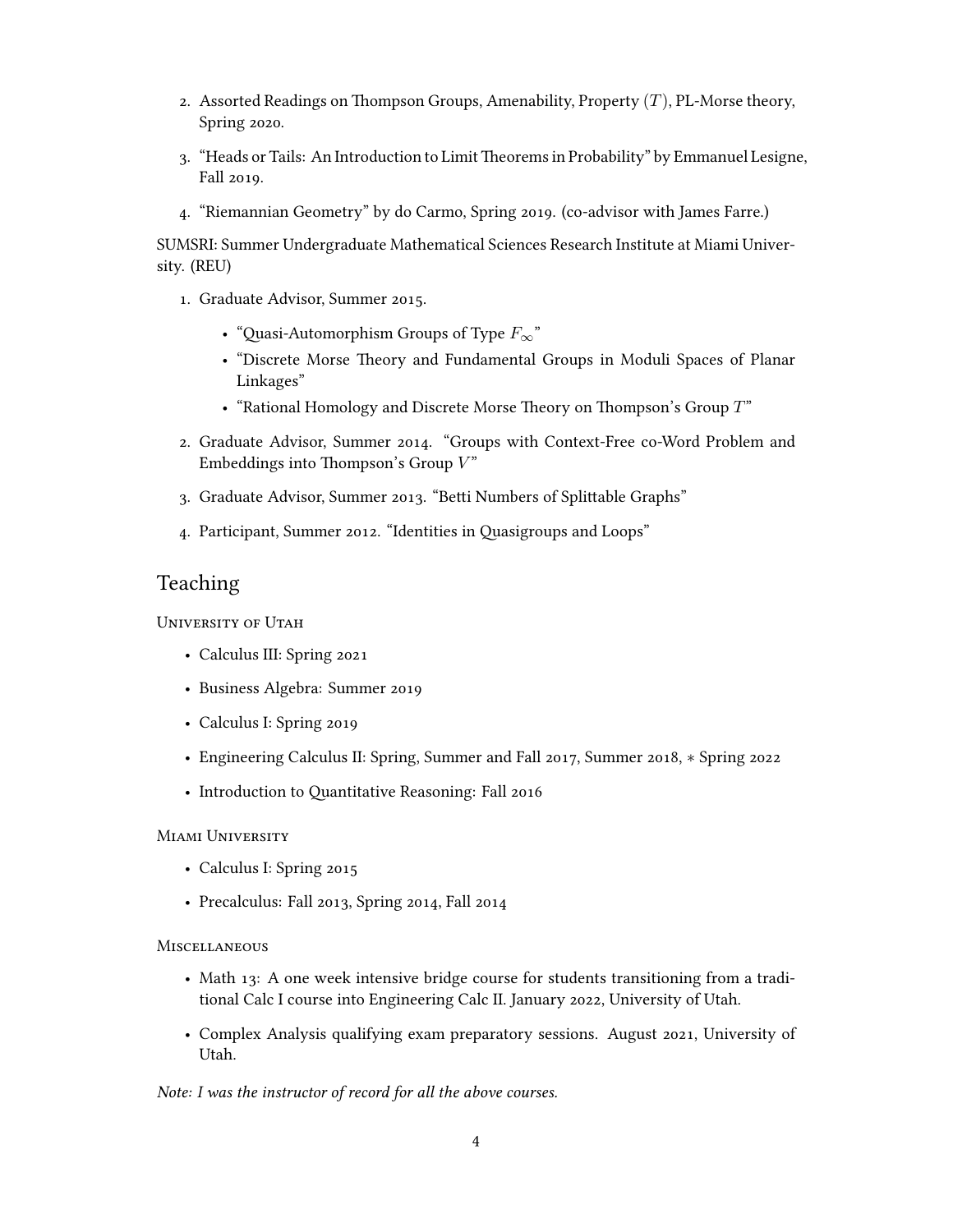2. Assorted Readings on Thompson Groups, Amenability, Property $(T)$, PL-Morse theory, Spring 2020.

3. "Heads or Tails: An Introduction to Limit Theorems in Probability" by Emmanuel Lesigne, Fall 2019.

4. "Riemannian Geometry" by do Carmo, Spring 2019. (co-advisor with James Farre.)

SUMSRI: Summer Undergraduate Mathematical Sciences Research Institute at Miami University. (REU)

1. Graduate Advisor, Summer 2015.
   - "Quasi-Automorphism Groups of Type $F_\infty$"
   - "Discrete Morse Theory and Fundamental Groups in Moduli Spaces of Planar Linkages"
   - "Rational Homology and Discrete Morse Theory on Thompson's Group $T$"

2. Graduate Advisor, Summer 2014. "Groups with Context-Free co-Word Problem and Embeddings into Thompson's Group $V$"

3. Graduate Advisor, Summer 2013. "Betti Numbers of Splittable Graphs"

4. Participant, Summer 2012. "Identities in Quasigroups and Loops"

## Teaching

University of Utah

- Calculus III: Spring 2021
- Business Algebra: Summer 2019
- Calculus I: Spring 2019
- Engineering Calculus II: Spring, Summer and Fall 2017, Summer 2018, $*$ Spring 2022
- Introduction to Quantitative Reasoning: Fall 2016

Miami University

- Calculus I: Spring 2015
- Precalculus: Fall 2013, Spring 2014, Fall 2014

Miscellaneous

- Math 13: A one week intensive bridge course for students transitioning from a traditional Calc I course into Engineering Calc II. January 2022, University of Utah.
- Complex Analysis qualifying exam preparatory sessions. August 2021, University of Utah.

*Note: I was the instructor of record for all the above courses.*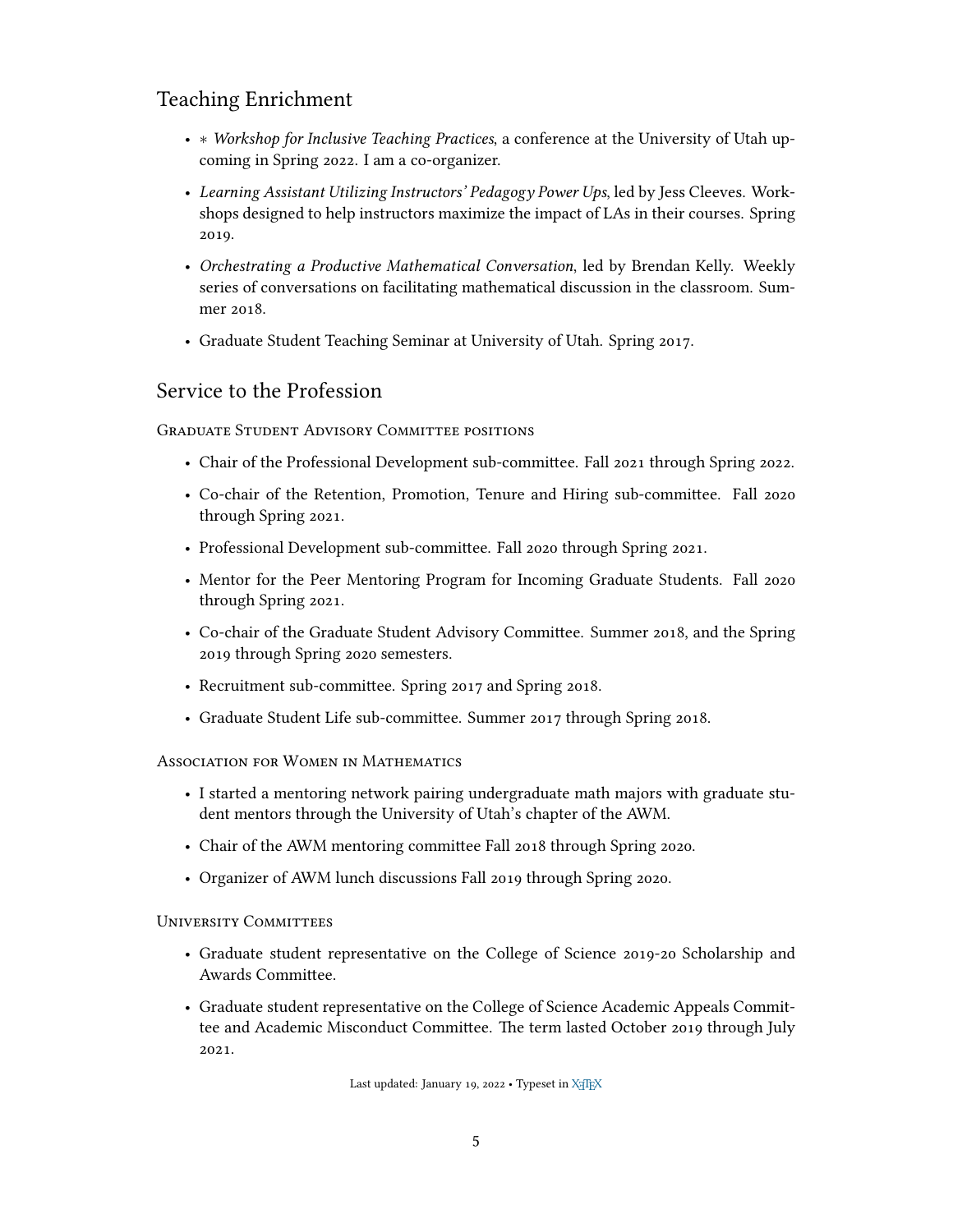## Teaching Enrichment

- ∗ *Workshop for Inclusive Teaching Practices*, a conference at the University of Utah upcoming in Spring 2022. I am a co-organizer.
- *Learning Assistant Utilizing Instructors' Pedagogy Power Ups*, led by Jess Cleeves. Workshops designed to help instructors maximize the impact of LAs in their courses. Spring 2019.
- *Orchestrating a Productive Mathematical Conversation*, led by Brendan Kelly. Weekly series of conversations on facilitating mathematical discussion in the classroom. Summer 2018.
- Graduate Student Teaching Seminar at University of Utah. Spring 2017.

## Service to the Profession

### Graduate Student Advisory Committee positions

- Chair of the Professional Development sub-committee. Fall 2021 through Spring 2022.
- Co-chair of the Retention, Promotion, Tenure and Hiring sub-committee. Fall 2020 through Spring 2021.
- Professional Development sub-committee. Fall 2020 through Spring 2021.
- Mentor for the Peer Mentoring Program for Incoming Graduate Students. Fall 2020 through Spring 2021.
- Co-chair of the Graduate Student Advisory Committee. Summer 2018, and the Spring 2019 through Spring 2020 semesters.
- Recruitment sub-committee. Spring 2017 and Spring 2018.
- Graduate Student Life sub-committee. Summer 2017 through Spring 2018.

### Association for Women in Mathematics

- I started a mentoring network pairing undergraduate math majors with graduate student mentors through the University of Utah's chapter of the AWM.
- Chair of the AWM mentoring committee Fall 2018 through Spring 2020.
- Organizer of AWM lunch discussions Fall 2019 through Spring 2020.

### University Committees

- Graduate student representative on the College of Science 2019-20 Scholarship and Awards Committee.
- Graduate student representative on the College of Science Academic Appeals Committee and Academic Misconduct Committee. The term lasted October 2019 through July 2021.

Last updated: January 19, 2022 • Typeset in XƎLATEX